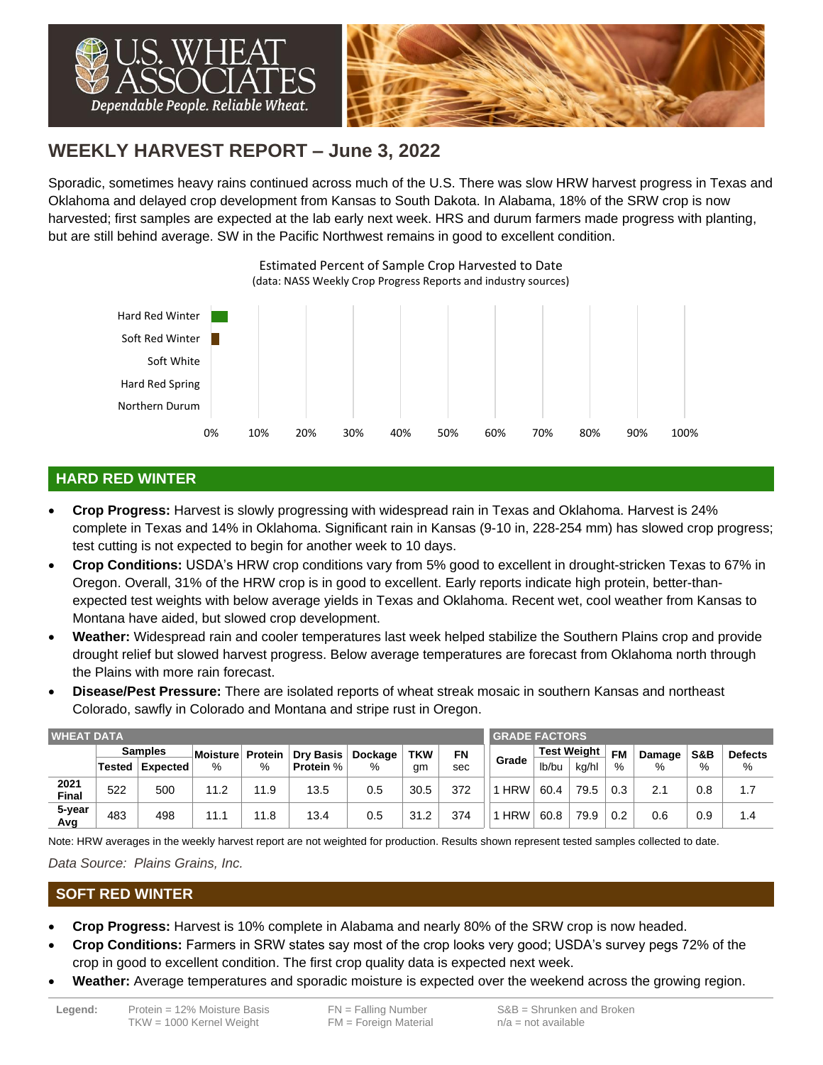# WEEKLY HARVEST REPORT – June 3, 2022

Sporadic, sometimes heavy rains continued across much of the U.S. There was slow HRW harvest progress in Texas and Oklahoma and delayed crop development from Kansas to South Dakota. In Alabama, 18% of the SRW crop is now harvested; first samples are expected at the lab early next week. HRS and durum farmers made progress with planting, but are still behind average. SW in the Pacific Northwest remains in good to excellent condition.

Estimated Percent of Sample Crop Harvested to Date
(data: NASS Weekly Crop Progress Reports and industry sources)

| Class | Harvested |
|---|---|
| Hard Red Winter | ~3% |
| Soft Red Winter | ~1% |
| Soft White | 0% |
| Hard Red Spring | 0% |
| Northern Durum | 0% |

## HARD RED WINTER

- **Crop Progress:** Harvest is slowly progressing with widespread rain in Texas and Oklahoma. Harvest is 24% complete in Texas and 14% in Oklahoma. Significant rain in Kansas (9-10 in, 228-254 mm) has slowed crop progress; test cutting is not expected to begin for another week to 10 days.
- **Crop Conditions:** USDA's HRW crop conditions vary from 5% good to excellent in drought-stricken Texas to 67% in Oregon. Overall, 31% of the HRW crop is in good to excellent. Early reports indicate high protein, better-than-expected test weights with below average yields in Texas and Oklahoma. Recent wet, cool weather from Kansas to Montana have aided, but slowed crop development.
- **Weather:** Widespread rain and cooler temperatures last week helped stabilize the Southern Plains crop and provide drought relief but slowed harvest progress. Below average temperatures are forecast from Oklahoma north through the Plains with more rain forecast.
- **Disease/Pest Pressure:** There are isolated reports of wheat streak mosaic in southern Kansas and northeast Colorado, sawfly in Colorado and Montana and stripe rust in Oregon.

| WHEAT DATA | | | | | | | | | GRADE FACTORS | | | | | | |
|---|---|---|---|---|---|---|---|---|---|---|---|---|---|---|---|
| | Samples | | Moisture | Protein | Dry Basis | Dockage | TKW | FN | Grade | Test Weight | | FM | Damage | S&B | Defects |
| | Tested | Expected | % | % | Protein % | % | gm | sec | | lb/bu | kg/hl | % | % | % | % |
| 2021 Final | 522 | 500 | 11.2 | 11.9 | 13.5 | 0.5 | 30.5 | 372 | 1 HRW | 60.4 | 79.5 | 0.3 | 2.1 | 0.8 | 1.7 |
| 5-year Avg | 483 | 498 | 11.1 | 11.8 | 13.4 | 0.5 | 31.2 | 374 | 1 HRW | 60.8 | 79.9 | 0.2 | 0.6 | 0.9 | 1.4 |

Note: HRW averages in the weekly harvest report are not weighted for production. Results shown represent tested samples collected to date.

*Data Source: Plains Grains, Inc.*

## SOFT RED WINTER

- **Crop Progress:** Harvest is 10% complete in Alabama and nearly 80% of the SRW crop is now headed.
- **Crop Conditions:** Farmers in SRW states say most of the crop looks very good; USDA's survey pegs 72% of the crop in good to excellent condition. The first crop quality data is expected next week.
- **Weather:** Average temperatures and sporadic moisture is expected over the weekend across the growing region.

**Legend:** Protein = 12% Moisture Basis; TKW = 1000 Kernel Weight; FN = Falling Number; FM = Foreign Material; S&B = Shrunken and Broken; n/a = not available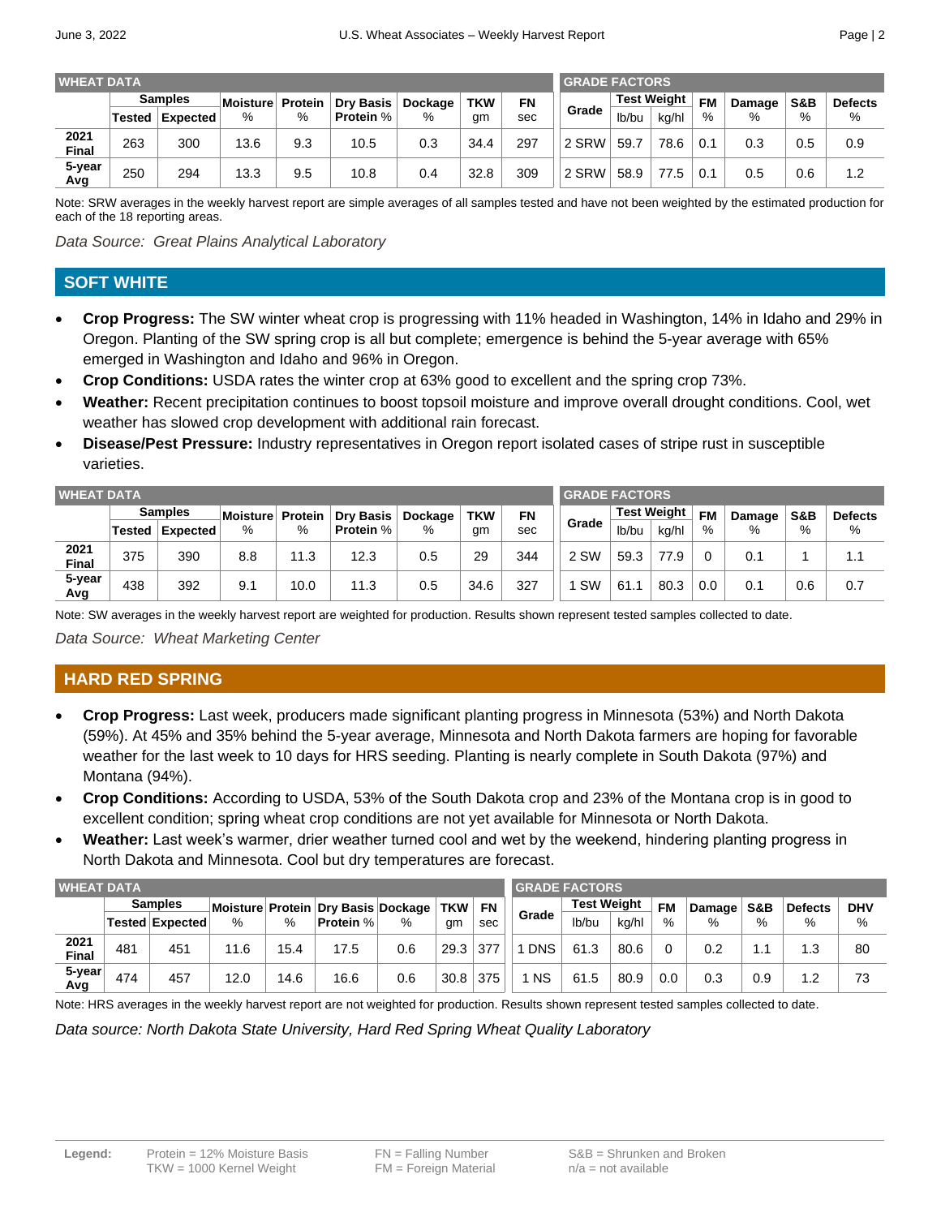| WHEAT DATA | | | | | | | | | GRADE FACTORS | | | | | | |
|---|---|---|---|---|---|---|---|---|---|---|---|---|---|---|---|
| | Samples | | Moisture | Protein | Dry Basis | Dockage | TKW | FN | Grade | Test Weight | | FM | Damage | S&B | Defects |
| | Tested | Expected | % | % | Protein % | % | gm | sec | | lb/bu | kg/hl | % | % | % | % |
| 2021 Final | 263 | 300 | 13.6 | 9.3 | 10.5 | 0.3 | 34.4 | 297 | 2 SRW | 59.7 | 78.6 | 0.1 | 0.3 | 0.5 | 0.9 |
| 5-year Avg | 250 | 294 | 13.3 | 9.5 | 10.8 | 0.4 | 32.8 | 309 | 2 SRW | 58.9 | 77.5 | 0.1 | 0.5 | 0.6 | 1.2 |

Note: SRW averages in the weekly harvest report are simple averages of all samples tested and have not been weighted by the estimated production for each of the 18 reporting areas.

*Data Source: Great Plains Analytical Laboratory*

## SOFT WHITE

- **Crop Progress:** The SW winter wheat crop is progressing with 11% headed in Washington, 14% in Idaho and 29% in Oregon. Planting of the SW spring crop is all but complete; emergence is behind the 5-year average with 65% emerged in Washington and Idaho and 96% in Oregon.
- **Crop Conditions:** USDA rates the winter crop at 63% good to excellent and the spring crop 73%.
- **Weather:** Recent precipitation continues to boost topsoil moisture and improve overall drought conditions. Cool, wet weather has slowed crop development with additional rain forecast.
- **Disease/Pest Pressure:** Industry representatives in Oregon report isolated cases of stripe rust in susceptible varieties.

| WHEAT DATA | | | | | | | | | GRADE FACTORS | | | | | | |
|---|---|---|---|---|---|---|---|---|---|---|---|---|---|---|---|
| | Samples | | Moisture | Protein | Dry Basis | Dockage | TKW | FN | Grade | Test Weight | | FM | Damage | S&B | Defects |
| | Tested | Expected | % | % | Protein % | % | gm | sec | | lb/bu | kg/hl | % | % | % | % |
| 2021 Final | 375 | 390 | 8.8 | 11.3 | 12.3 | 0.5 | 29 | 344 | 2 SW | 59.3 | 77.9 | 0 | 0.1 | 1 | 1.1 |
| 5-year Avg | 438 | 392 | 9.1 | 10.0 | 11.3 | 0.5 | 34.6 | 327 | 1 SW | 61.1 | 80.3 | 0.0 | 0.1 | 0.6 | 0.7 |

Note: SW averages in the weekly harvest report are weighted for production. Results shown represent tested samples collected to date.

*Data Source: Wheat Marketing Center*

## HARD RED SPRING

- **Crop Progress:** Last week, producers made significant planting progress in Minnesota (53%) and North Dakota (59%). At 45% and 35% behind the 5-year average, Minnesota and North Dakota farmers are hoping for favorable weather for the last week to 10 days for HRS seeding. Planting is nearly complete in South Dakota (97%) and Montana (94%).
- **Crop Conditions:** According to USDA, 53% of the South Dakota crop and 23% of the Montana crop is in good to excellent condition; spring wheat crop conditions are not yet available for Minnesota or North Dakota.
- **Weather:** Last week's warmer, drier weather turned cool and wet by the weekend, hindering planting progress in North Dakota and Minnesota. Cool but dry temperatures are forecast.

| WHEAT DATA | | | | | | | | | GRADE FACTORS | | | | | | | |
|---|---|---|---|---|---|---|---|---|---|---|---|---|---|---|---|---|
| | Samples | | Moisture | Protein | Dry Basis | Dockage | TKW | FN | Grade | Test Weight | | FM | Damage | S&B | Defects | DHV |
| | Tested | Expected | % | % | Protein % | % | gm | sec | | lb/bu | kg/hl | % | % | % | % | % |
| 2021 Final | 481 | 451 | 11.6 | 15.4 | 17.5 | 0.6 | 29.3 | 377 | 1 DNS | 61.3 | 80.6 | 0 | 0.2 | 1.1 | 1.3 | 80 |
| 5-year Avg | 474 | 457 | 12.0 | 14.6 | 16.6 | 0.6 | 30.8 | 375 | 1 NS | 61.5 | 80.9 | 0.0 | 0.3 | 0.9 | 1.2 | 73 |

Note: HRS averages in the weekly harvest report are not weighted for production. Results shown represent tested samples collected to date.

*Data source: North Dakota State University, Hard Red Spring Wheat Quality Laboratory*

**Legend:** Protein = 12% Moisture Basis; TKW = 1000 Kernel Weight; FN = Falling Number; FM = Foreign Material; S&B = Shrunken and Broken; n/a = not available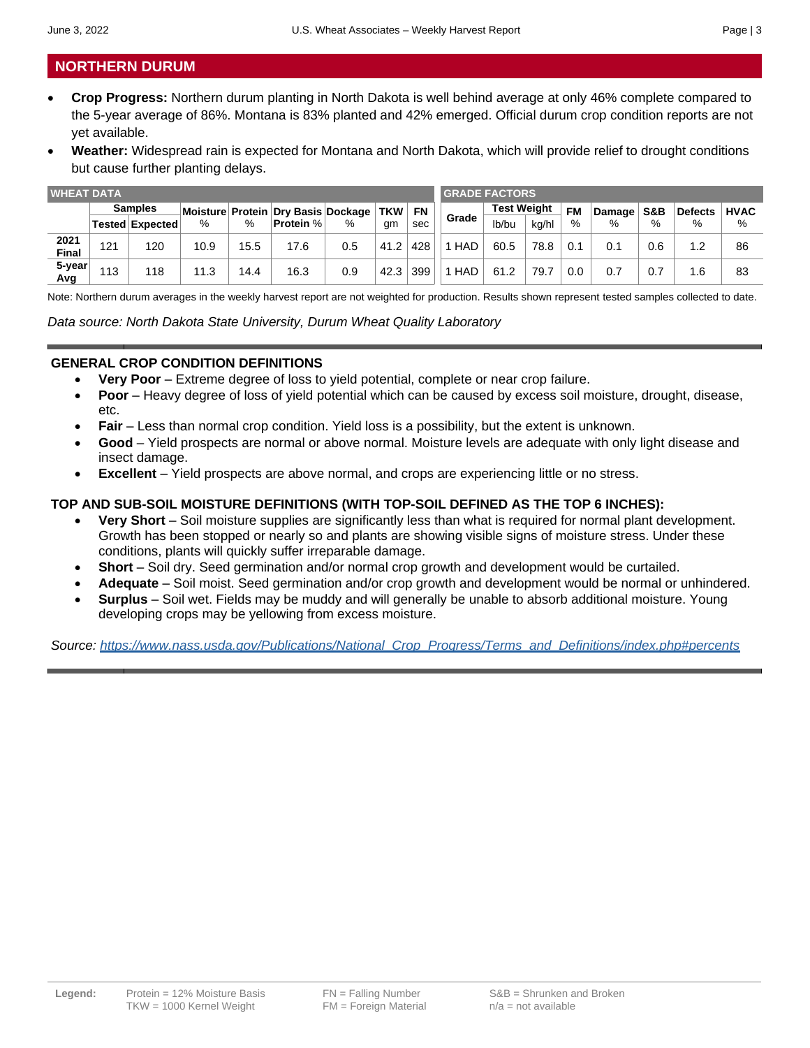## NORTHERN DURUM

- **Crop Progress:** Northern durum planting in North Dakota is well behind average at only 46% complete compared to the 5-year average of 86%. Montana is 83% planted and 42% emerged. Official durum crop condition reports are not yet available.
- **Weather:** Widespread rain is expected for Montana and North Dakota, which will provide relief to drought conditions but cause further planting delays.

| WHEAT DATA | | | | | | | | | GRADE FACTORS | | | | | | | | |
|---|---|---|---|---|---|---|---|---|---|---|---|---|---|---|---|---|---|
| | Samples | | Moisture | Protein | Dry Basis | Dockage | TKW | FN | Grade | Test Weight | | FM | Damage | S&B | Defects | HVAC |
| | Tested | Expected | % | % | Protein % | % | gm | sec | | lb/bu | kg/hl | % | % | % | % | % |
| 2021 Final | 121 | 120 | 10.9 | 15.5 | 17.6 | 0.5 | 41.2 | 428 | 1 HAD | 60.5 | 78.8 | 0.1 | 0.1 | 0.6 | 1.2 | 86 |
| 5-year Avg | 113 | 118 | 11.3 | 14.4 | 16.3 | 0.9 | 42.3 | 399 | 1 HAD | 61.2 | 79.7 | 0.0 | 0.7 | 0.7 | 1.6 | 83 |

Note: Northern durum averages in the weekly harvest report are not weighted for production. Results shown represent tested samples collected to date.

*Data source: North Dakota State University, Durum Wheat Quality Laboratory*

### GENERAL CROP CONDITION DEFINITIONS

- **Very Poor** – Extreme degree of loss to yield potential, complete or near crop failure.
- **Poor** – Heavy degree of loss of yield potential which can be caused by excess soil moisture, drought, disease, etc.
- **Fair** – Less than normal crop condition. Yield loss is a possibility, but the extent is unknown.
- **Good** – Yield prospects are normal or above normal. Moisture levels are adequate with only light disease and insect damage.
- **Excellent** – Yield prospects are above normal, and crops are experiencing little or no stress.

### TOP AND SUB-SOIL MOISTURE DEFINITIONS (WITH TOP-SOIL DEFINED AS THE TOP 6 INCHES):

- **Very Short** – Soil moisture supplies are significantly less than what is required for normal plant development. Growth has been stopped or nearly so and plants are showing visible signs of moisture stress. Under these conditions, plants will quickly suffer irreparable damage.
- **Short** – Soil dry. Seed germination and/or normal crop growth and development would be curtailed.
- **Adequate** – Soil moist. Seed germination and/or crop growth and development would be normal or unhindered.
- **Surplus** – Soil wet. Fields may be muddy and will generally be unable to absorb additional moisture. Young developing crops may be yellowing from excess moisture.

*Source: https://www.nass.usda.gov/Publications/National_Crop_Progress/Terms_and_Definitions/index.php#percents*

**Legend:** Protein = 12% Moisture Basis; TKW = 1000 Kernel Weight; FN = Falling Number; FM = Foreign Material; S&B = Shrunken and Broken; n/a = not available